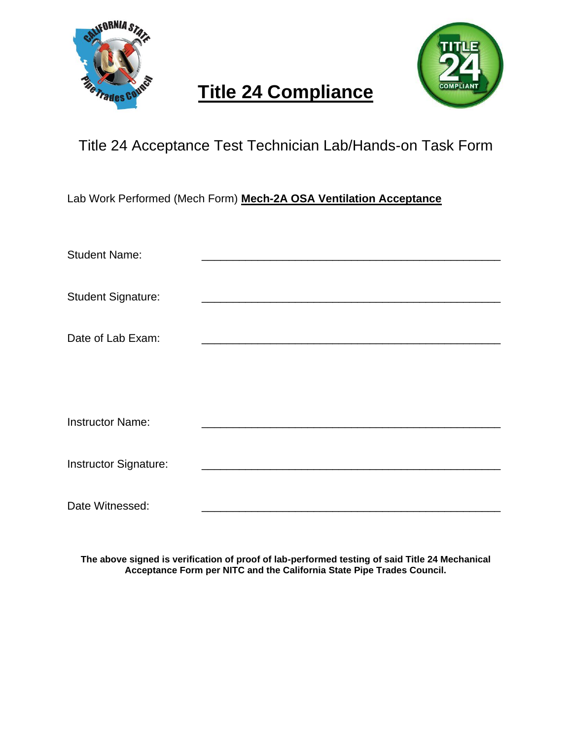# Title 24 Compliance

## Title 24 Acceptance Test Technician Lab/Hands-on Task Form

Lab Work Performed (Mech Form) **Mech-2A OSA Ventilation Acceptance**

Student Name: ______________________________________________

Student Signature: ______________________________________________

Date of Lab Exam: ______________________________________________

Instructor Name: ______________________________________________

Instructor Signature: ______________________________________________

Date Witnessed: ______________________________________________

**The above signed is verification of proof of lab-performed testing of said Title 24 Mechanical Acceptance Form per NITC and the California State Pipe Trades Council.**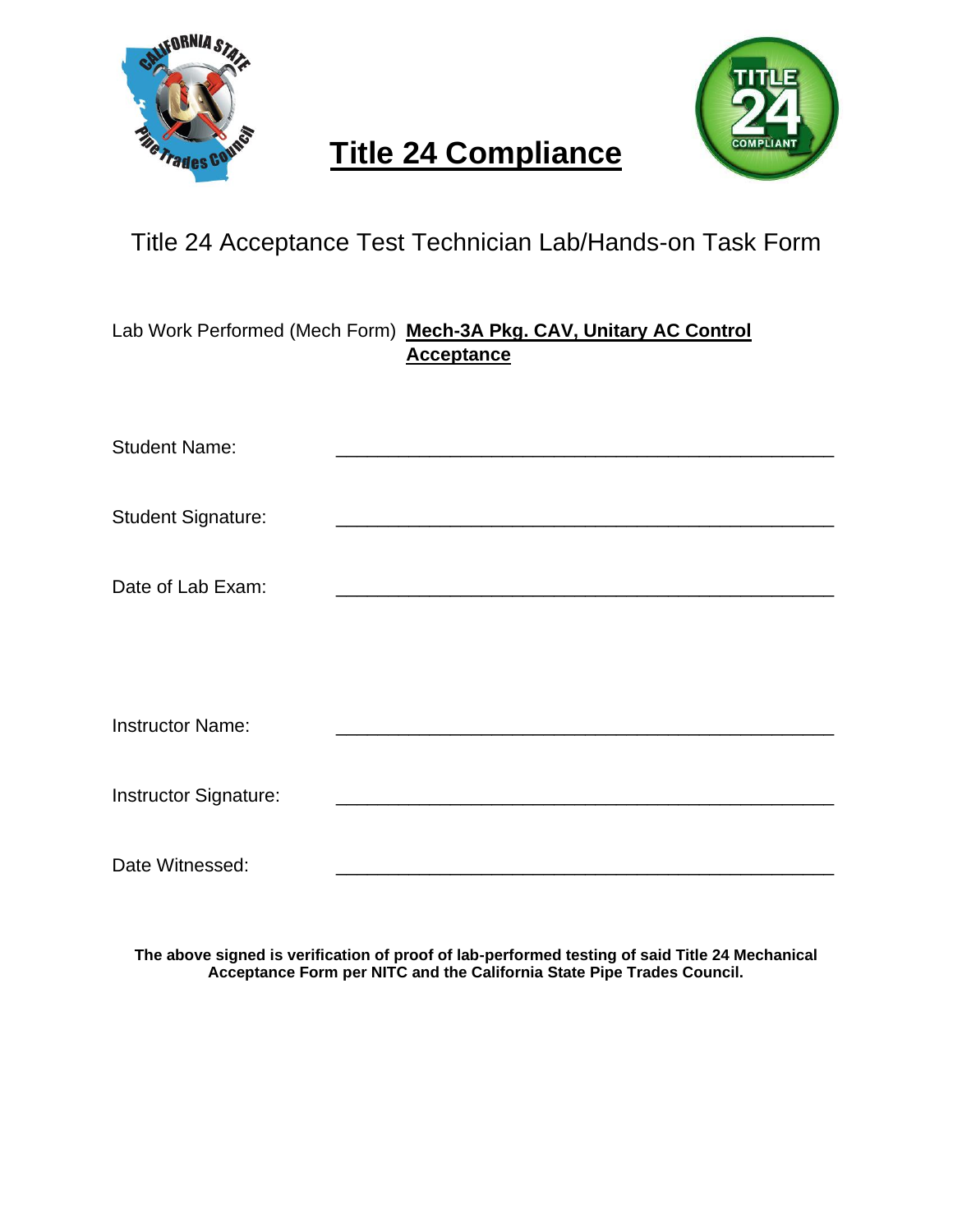# Title 24 Compliance

## Title 24 Acceptance Test Technician Lab/Hands-on Task Form

Lab Work Performed (Mech Form) **Mech-3A Pkg. CAV, Unitary AC Control Acceptance**

Student Name: ______________________________________________

Student Signature: ______________________________________________

Date of Lab Exam: ______________________________________________

Instructor Name: ______________________________________________

Instructor Signature: ______________________________________________

Date Witnessed: ______________________________________________

**The above signed is verification of proof of lab-performed testing of said Title 24 Mechanical Acceptance Form per NITC and the California State Pipe Trades Council.**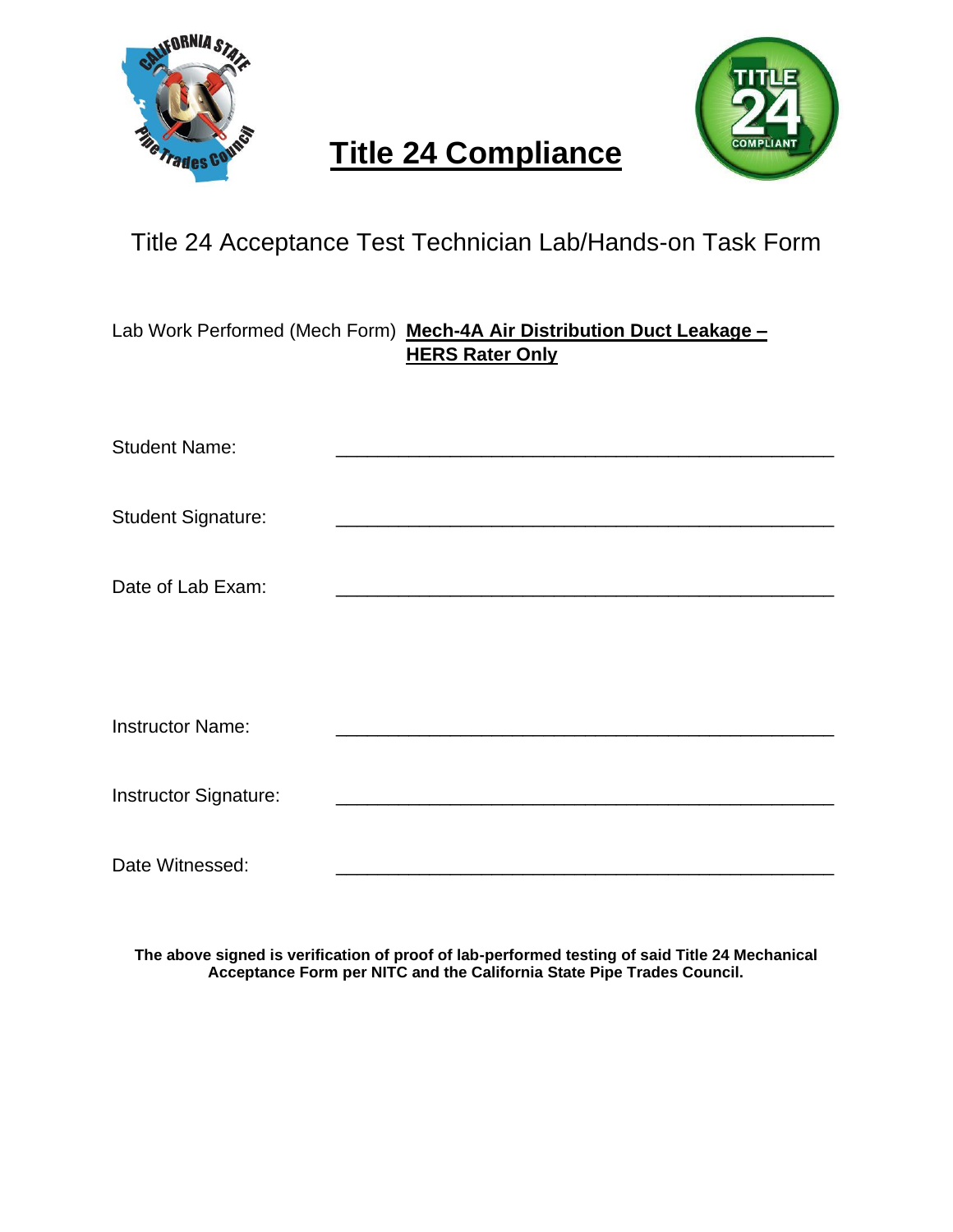# Title 24 Compliance

## Title 24 Acceptance Test Technician Lab/Hands-on Task Form

Lab Work Performed (Mech Form) **Mech-4A Air Distribution Duct Leakage – HERS Rater Only**

Student Name: ________________________________________________

Student Signature: ________________________________________________

Date of Lab Exam: ________________________________________________

Instructor Name: ________________________________________________

Instructor Signature: ________________________________________________

Date Witnessed: ________________________________________________

**The above signed is verification of proof of lab-performed testing of said Title 24 Mechanical Acceptance Form per NITC and the California State Pipe Trades Council.**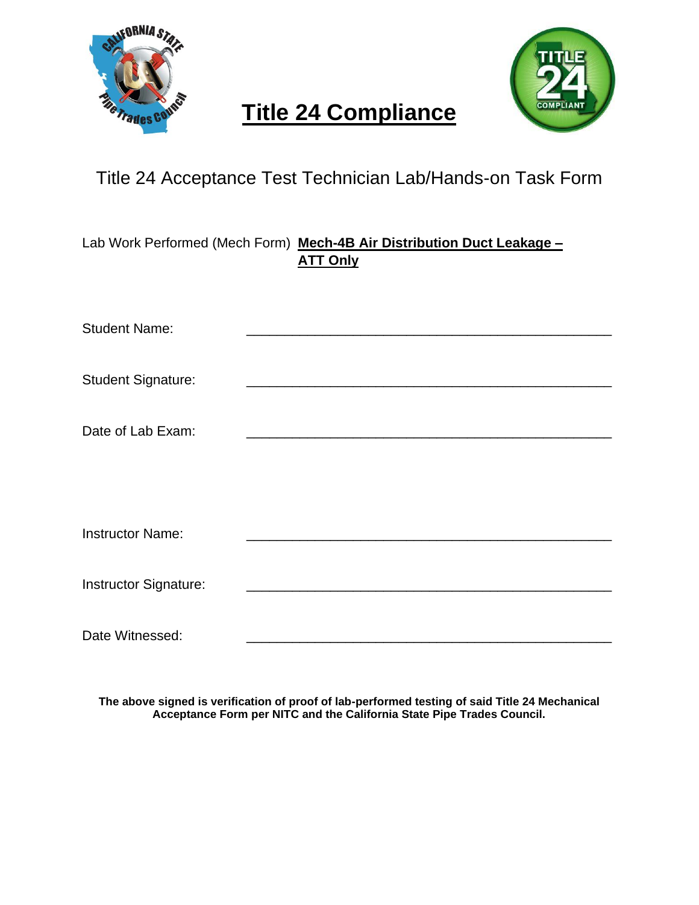# Title 24 Compliance

## Title 24 Acceptance Test Technician Lab/Hands-on Task Form

Lab Work Performed (Mech Form) **Mech-4B Air Distribution Duct Leakage – ATT Only**

Student Name: _______________________________________________

Student Signature: _______________________________________________

Date of Lab Exam: _______________________________________________

Instructor Name: _______________________________________________

Instructor Signature: _______________________________________________

Date Witnessed: _______________________________________________

**The above signed is verification of proof of lab-performed testing of said Title 24 Mechanical Acceptance Form per NITC and the California State Pipe Trades Council.**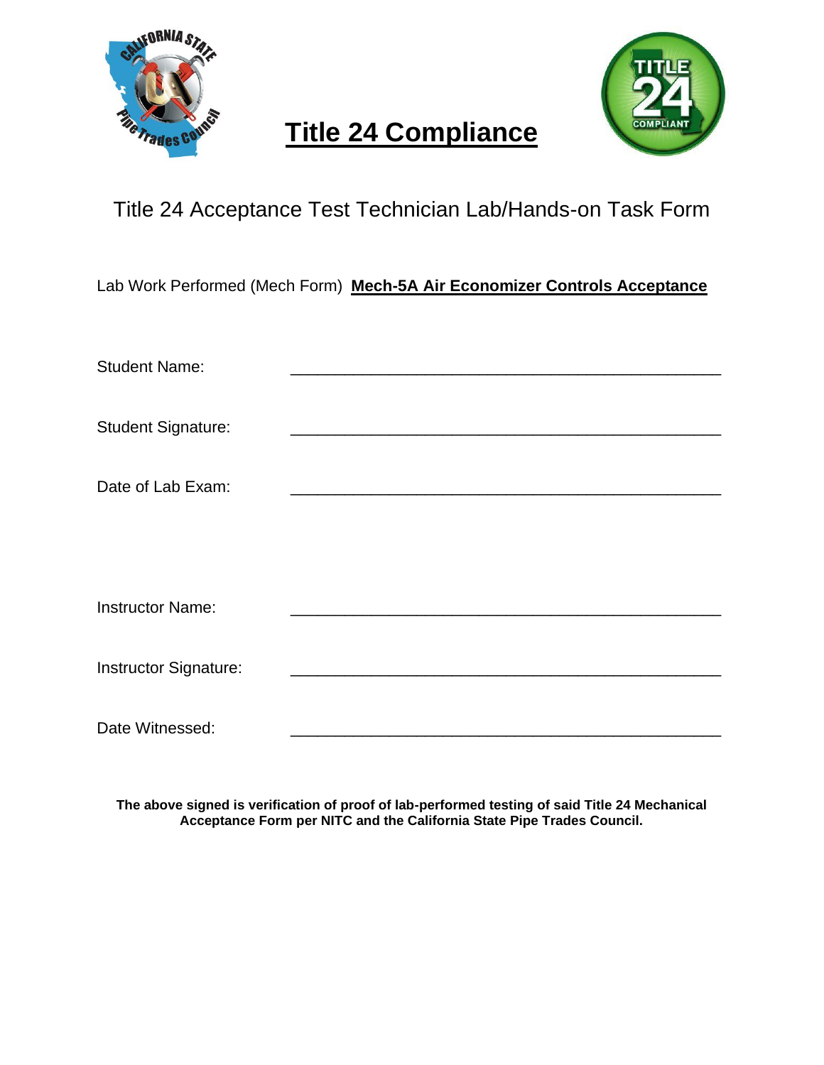# Title 24 Compliance

## Title 24 Acceptance Test Technician Lab/Hands-on Task Form

Lab Work Performed (Mech Form) **Mech-5A Air Economizer Controls Acceptance**

Student Name: ______________________________________________

Student Signature: ______________________________________________

Date of Lab Exam: ______________________________________________

Instructor Name: ______________________________________________

Instructor Signature: ______________________________________________

Date Witnessed: ______________________________________________

**The above signed is verification of proof of lab-performed testing of said Title 24 Mechanical Acceptance Form per NITC and the California State Pipe Trades Council.**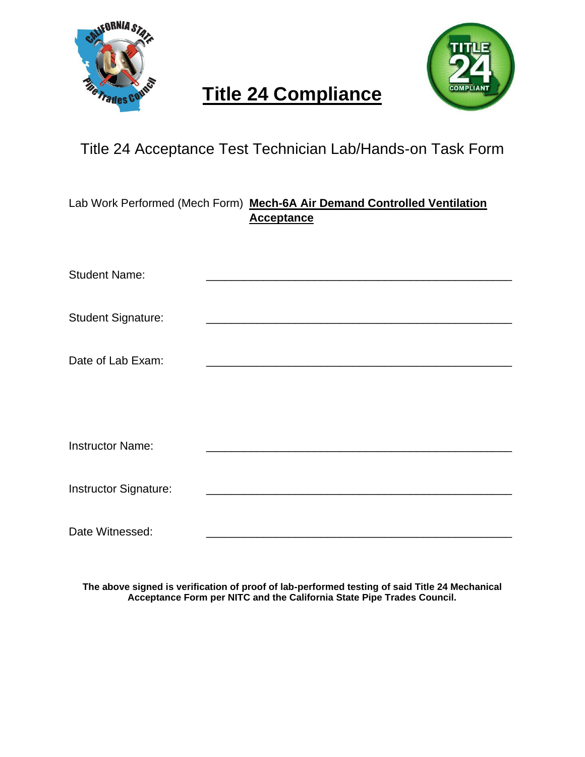# Title 24 Compliance

## Title 24 Acceptance Test Technician Lab/Hands-on Task Form

Lab Work Performed (Mech Form) **Mech-6A Air Demand Controlled Ventilation Acceptance**

Student Name: _______________________________________________

Student Signature: _______________________________________________

Date of Lab Exam: _______________________________________________

Instructor Name: _______________________________________________

Instructor Signature: _______________________________________________

Date Witnessed: _______________________________________________

**The above signed is verification of proof of lab-performed testing of said Title 24 Mechanical Acceptance Form per NITC and the California State Pipe Trades Council.**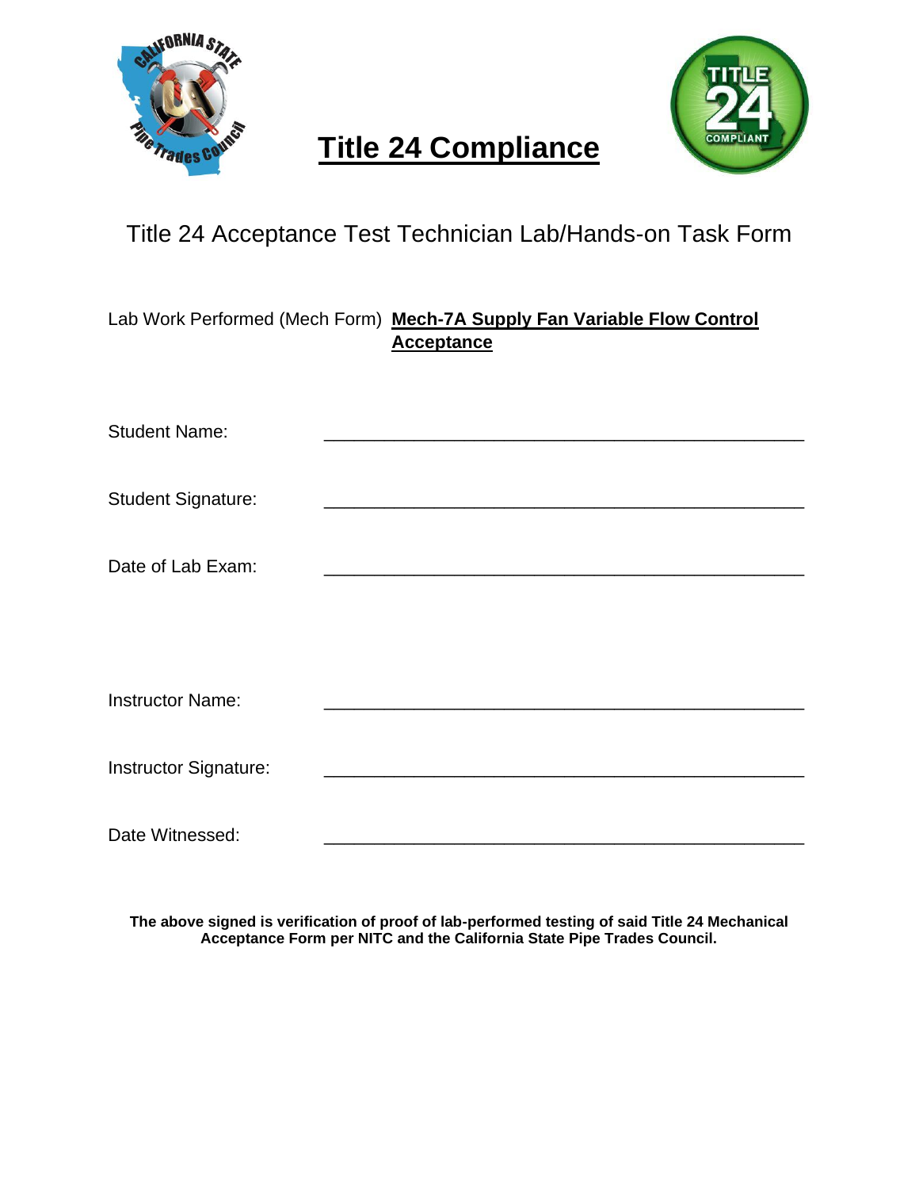# Title 24 Compliance

## Title 24 Acceptance Test Technician Lab/Hands-on Task Form

Lab Work Performed (Mech Form) **Mech-7A Supply Fan Variable Flow Control Acceptance**

Student Name: ______________________________________________

Student Signature: ______________________________________________

Date of Lab Exam: ______________________________________________

Instructor Name: ______________________________________________

Instructor Signature: ______________________________________________

Date Witnessed: ______________________________________________

**The above signed is verification of proof of lab-performed testing of said Title 24 Mechanical Acceptance Form per NITC and the California State Pipe Trades Council.**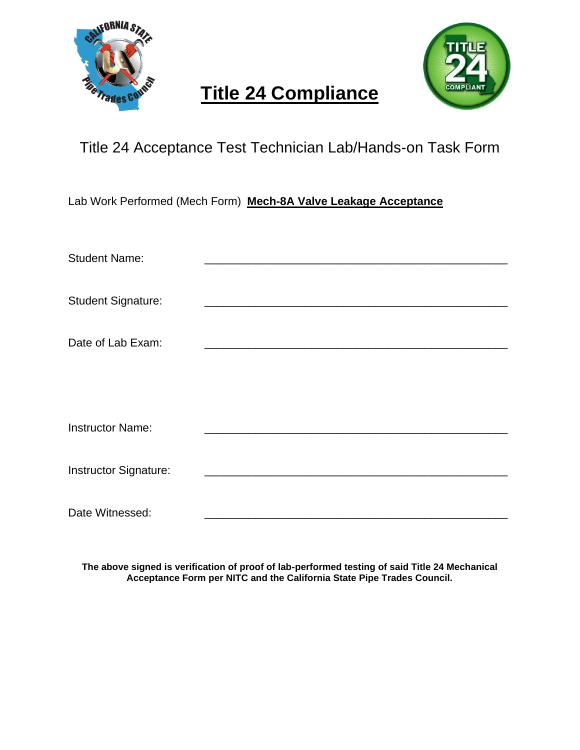# Title 24 Compliance

## Title 24 Acceptance Test Technician Lab/Hands-on Task Form

Lab Work Performed (Mech Form) **Mech-8A Valve Leakage Acceptance**

Student Name: _______________________________________________

Student Signature: _______________________________________________

Date of Lab Exam: _______________________________________________

Instructor Name: _______________________________________________

Instructor Signature: _______________________________________________

Date Witnessed: _______________________________________________

**The above signed is verification of proof of lab-performed testing of said Title 24 Mechanical Acceptance Form per NITC and the California State Pipe Trades Council.**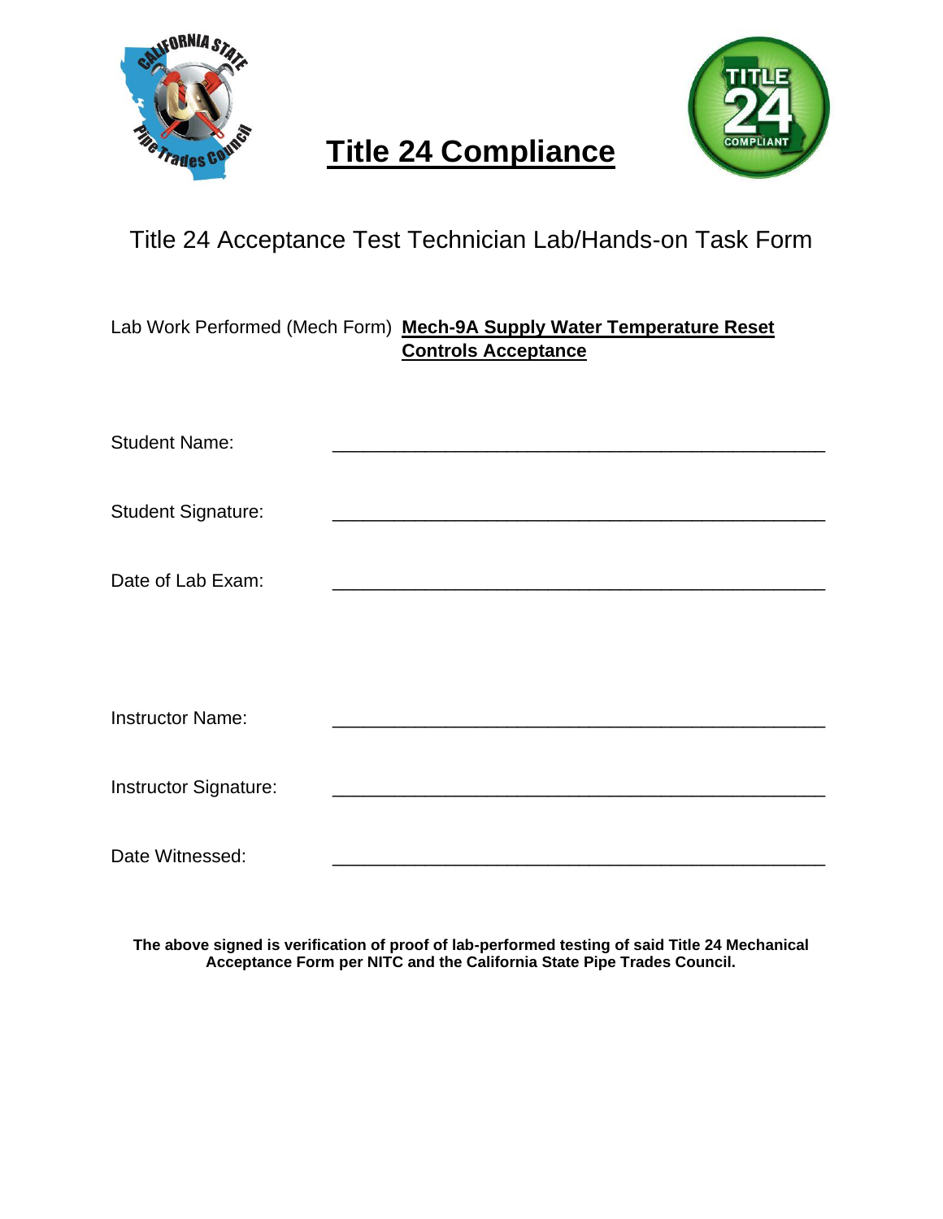# Title 24 Compliance

## Title 24 Acceptance Test Technician Lab/Hands-on Task Form

Lab Work Performed (Mech Form) **Mech-9A Supply Water Temperature Reset Controls Acceptance**

Student Name: ______________________________________________

Student Signature: ______________________________________________

Date of Lab Exam: ______________________________________________

Instructor Name: ______________________________________________

Instructor Signature: ______________________________________________

Date Witnessed: ______________________________________________

**The above signed is verification of proof of lab-performed testing of said Title 24 Mechanical Acceptance Form per NITC and the California State Pipe Trades Council.**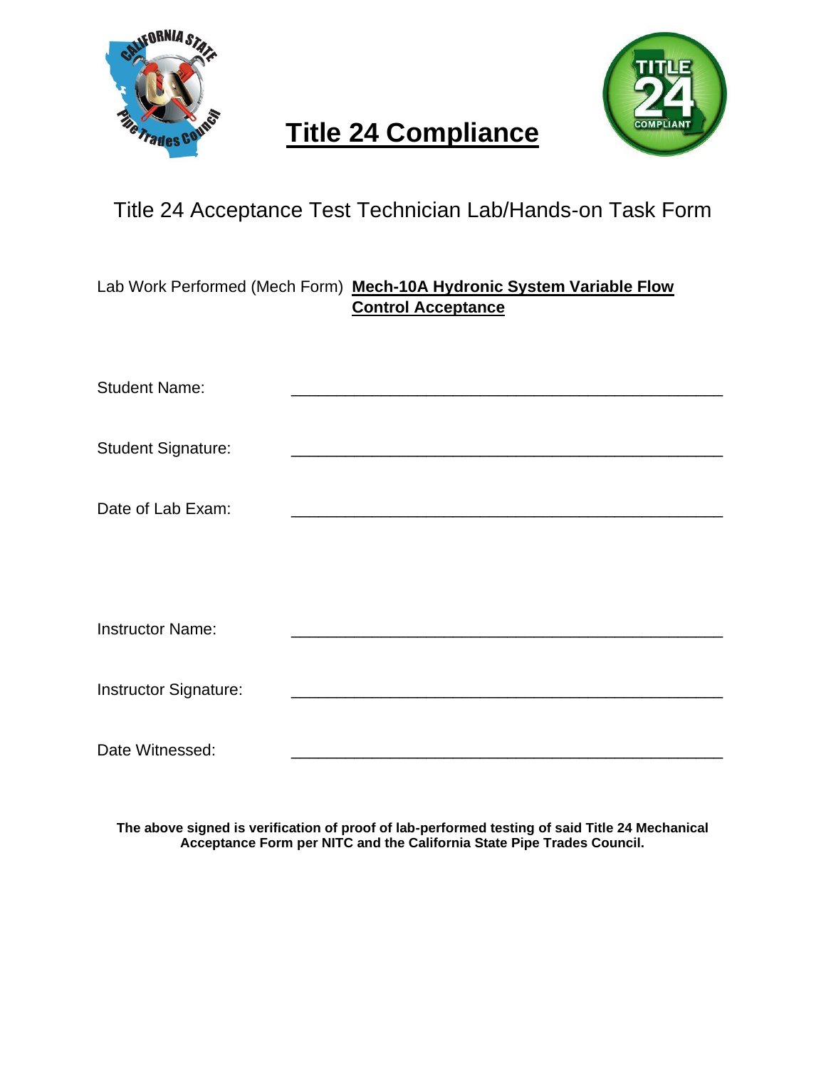# Title 24 Compliance

## Title 24 Acceptance Test Technician Lab/Hands-on Task Form

Lab Work Performed (Mech Form) **Mech-10A Hydronic System Variable Flow Control Acceptance**

Student Name: ______________________________________________

Student Signature: ______________________________________________

Date of Lab Exam: ______________________________________________

Instructor Name: ______________________________________________

Instructor Signature: ______________________________________________

Date Witnessed: ______________________________________________

**The above signed is verification of proof of lab-performed testing of said Title 24 Mechanical Acceptance Form per NITC and the California State Pipe Trades Council.**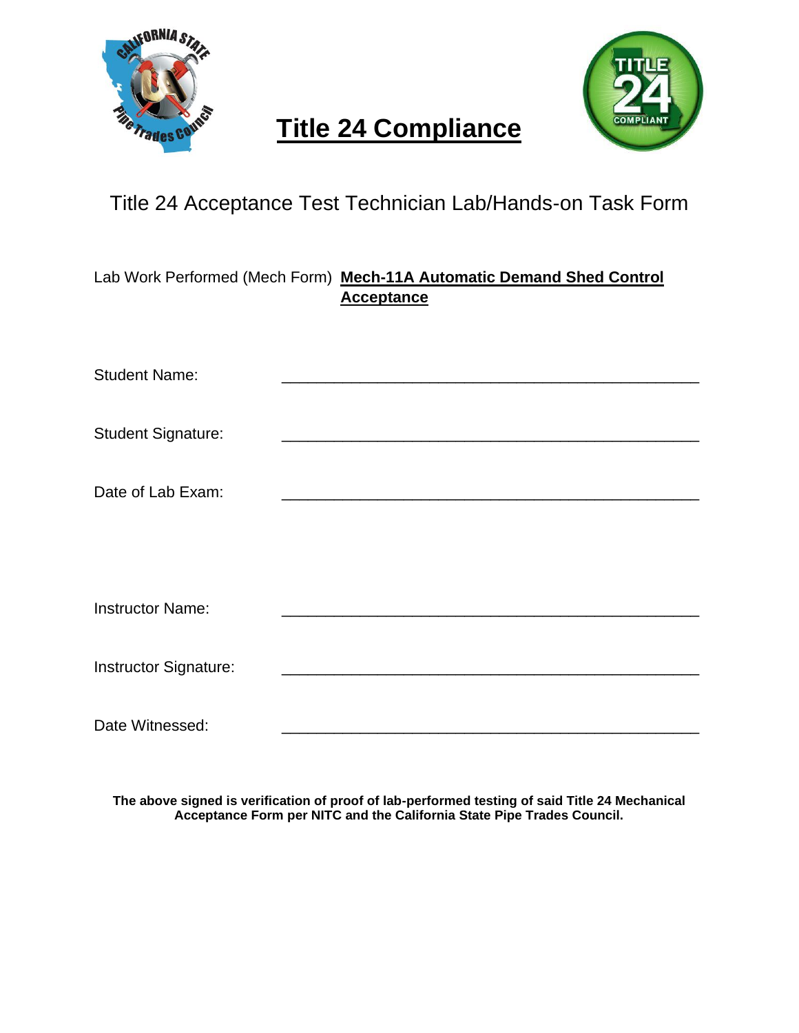# Title 24 Compliance

## Title 24 Acceptance Test Technician Lab/Hands-on Task Form

Lab Work Performed (Mech Form) **Mech-11A Automatic Demand Shed Control Acceptance**

Student Name: ________________________________________________

Student Signature: ________________________________________________

Date of Lab Exam: ________________________________________________

Instructor Name: ________________________________________________

Instructor Signature: ________________________________________________

Date Witnessed: ________________________________________________

**The above signed is verification of proof of lab-performed testing of said Title 24 Mechanical Acceptance Form per NITC and the California State Pipe Trades Council.**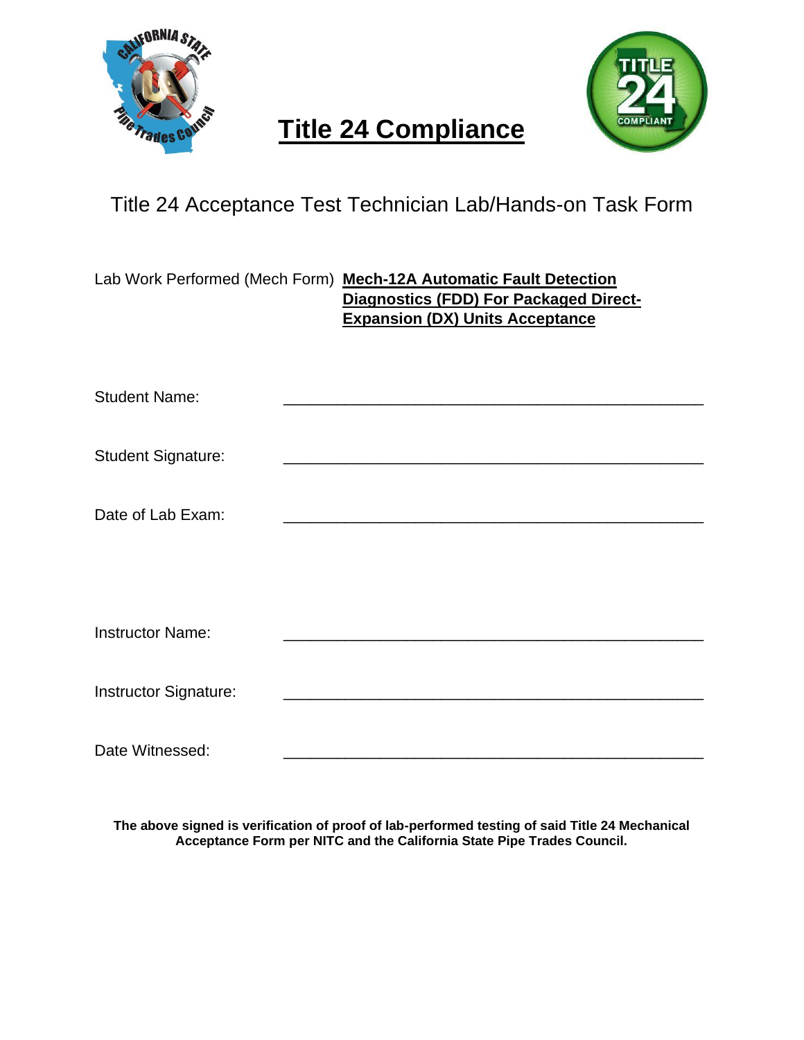# Title 24 Compliance

## Title 24 Acceptance Test Technician Lab/Hands-on Task Form

Lab Work Performed (Mech Form) **Mech-12A Automatic Fault Detection Diagnostics (FDD) For Packaged Direct-Expansion (DX) Units Acceptance**

Student Name: ______________________________________________

Student Signature: ______________________________________________

Date of Lab Exam: ______________________________________________

Instructor Name: ______________________________________________

Instructor Signature: ______________________________________________

Date Witnessed: ______________________________________________

**The above signed is verification of proof of lab-performed testing of said Title 24 Mechanical Acceptance Form per NITC and the California State Pipe Trades Council.**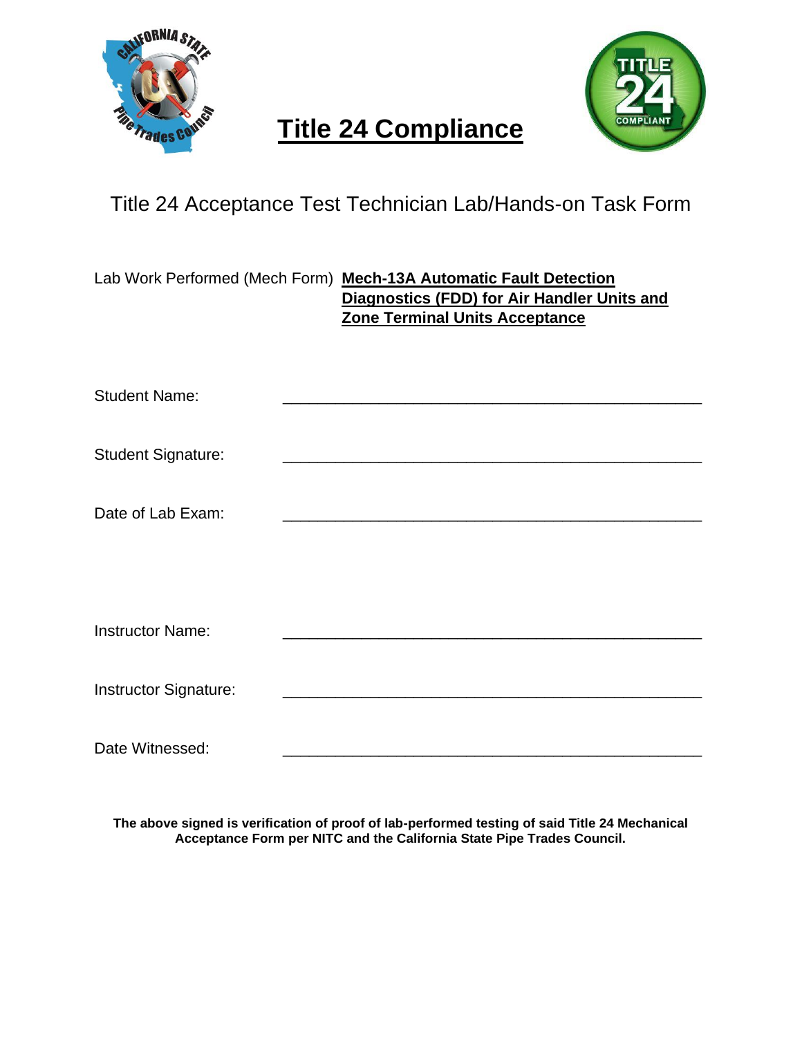# Title 24 Compliance

## Title 24 Acceptance Test Technician Lab/Hands-on Task Form

Lab Work Performed (Mech Form) **Mech-13A Automatic Fault Detection Diagnostics (FDD) for Air Handler Units and Zone Terminal Units Acceptance**

Student Name: ______________________________________________

Student Signature: ______________________________________________

Date of Lab Exam: ______________________________________________

Instructor Name: ______________________________________________

Instructor Signature: ______________________________________________

Date Witnessed: ______________________________________________

**The above signed is verification of proof of lab-performed testing of said Title 24 Mechanical Acceptance Form per NITC and the California State Pipe Trades Council.**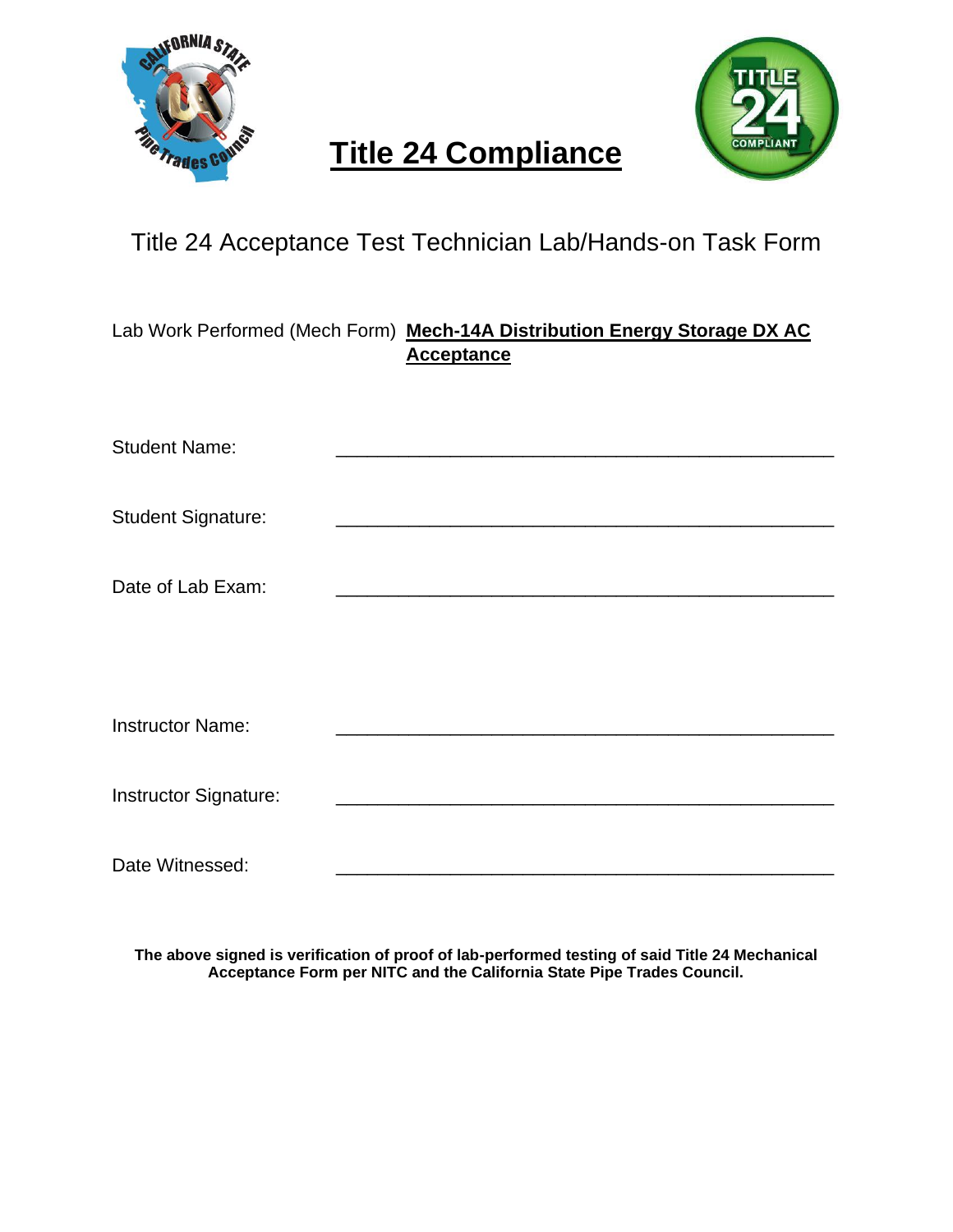# Title 24 Compliance

## Title 24 Acceptance Test Technician Lab/Hands-on Task Form

Lab Work Performed (Mech Form) **Mech-14A Distribution Energy Storage DX AC Acceptance**

Student Name: _______________________________________________

Student Signature: _______________________________________________

Date of Lab Exam: _______________________________________________

Instructor Name: _______________________________________________

Instructor Signature: _______________________________________________

Date Witnessed: _______________________________________________

**The above signed is verification of proof of lab-performed testing of said Title 24 Mechanical Acceptance Form per NITC and the California State Pipe Trades Council.**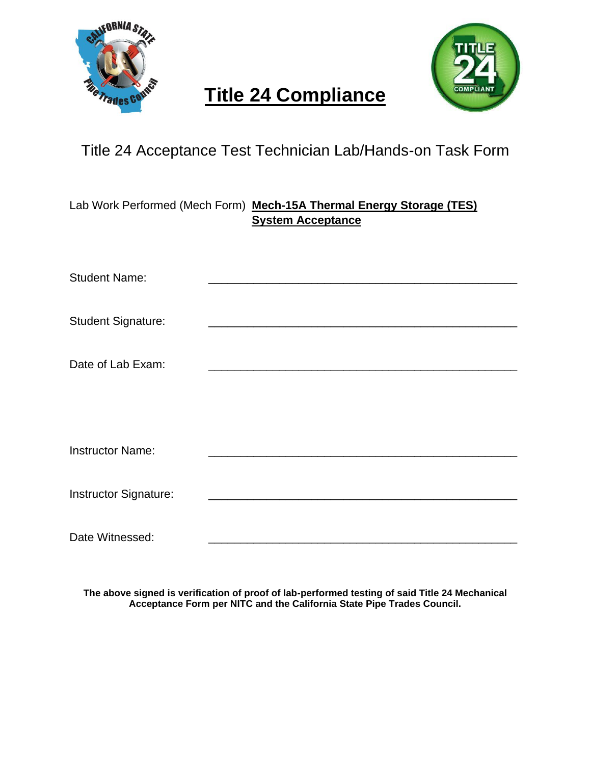# Title 24 Compliance

## Title 24 Acceptance Test Technician Lab/Hands-on Task Form

Lab Work Performed (Mech Form) **Mech-15A Thermal Energy Storage (TES) System Acceptance**

Student Name: _______________________________________________

Student Signature: _______________________________________________

Date of Lab Exam: _______________________________________________

Instructor Name: _______________________________________________

Instructor Signature: _______________________________________________

Date Witnessed: _______________________________________________

**The above signed is verification of proof of lab-performed testing of said Title 24 Mechanical Acceptance Form per NITC and the California State Pipe Trades Council.**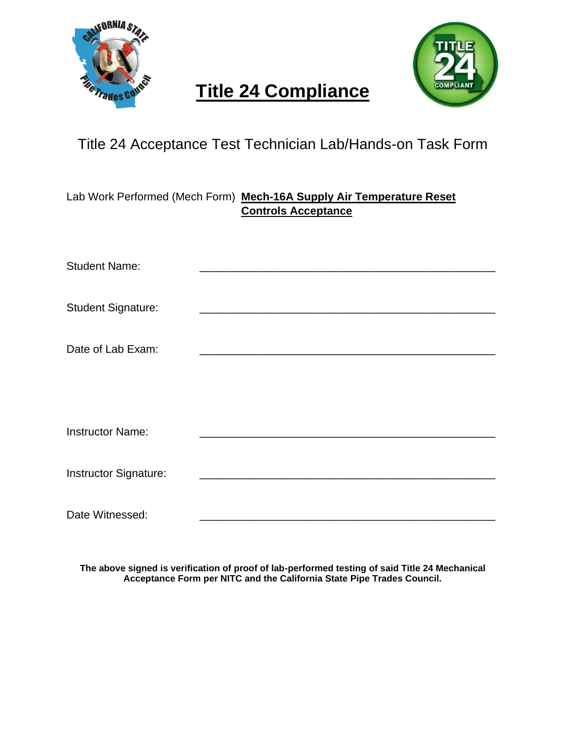# Title 24 Compliance

## Title 24 Acceptance Test Technician Lab/Hands-on Task Form

Lab Work Performed (Mech Form) **Mech-16A Supply Air Temperature Reset Controls Acceptance**

Student Name: ______________________________________________

Student Signature: ______________________________________________

Date of Lab Exam: ______________________________________________

Instructor Name: ______________________________________________

Instructor Signature: ______________________________________________

Date Witnessed: ______________________________________________

**The above signed is verification of proof of lab-performed testing of said Title 24 Mechanical Acceptance Form per NITC and the California State Pipe Trades Council.**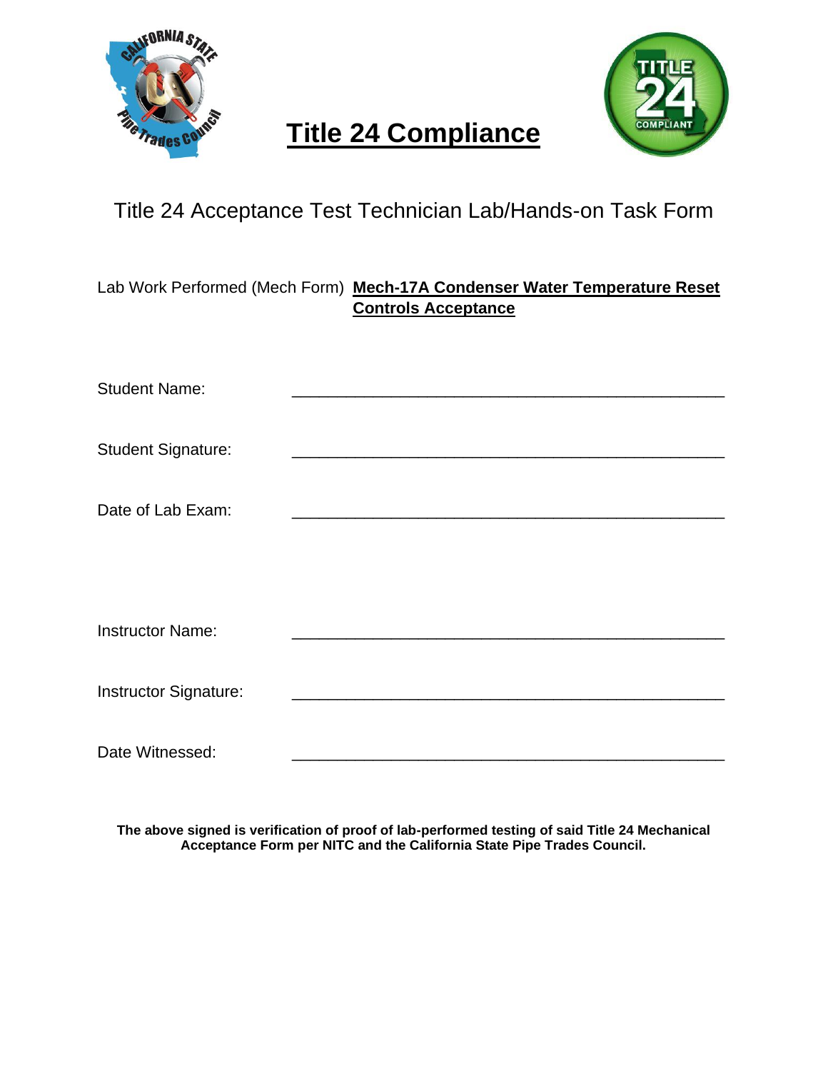# Title 24 Compliance

## Title 24 Acceptance Test Technician Lab/Hands-on Task Form

Lab Work Performed (Mech Form) **Mech-17A Condenser Water Temperature Reset Controls Acceptance**

Student Name: ______________________________________________

Student Signature: ______________________________________________

Date of Lab Exam: ______________________________________________

Instructor Name: ______________________________________________

Instructor Signature: ______________________________________________

Date Witnessed: ______________________________________________

**The above signed is verification of proof of lab-performed testing of said Title 24 Mechanical Acceptance Form per NITC and the California State Pipe Trades Council.**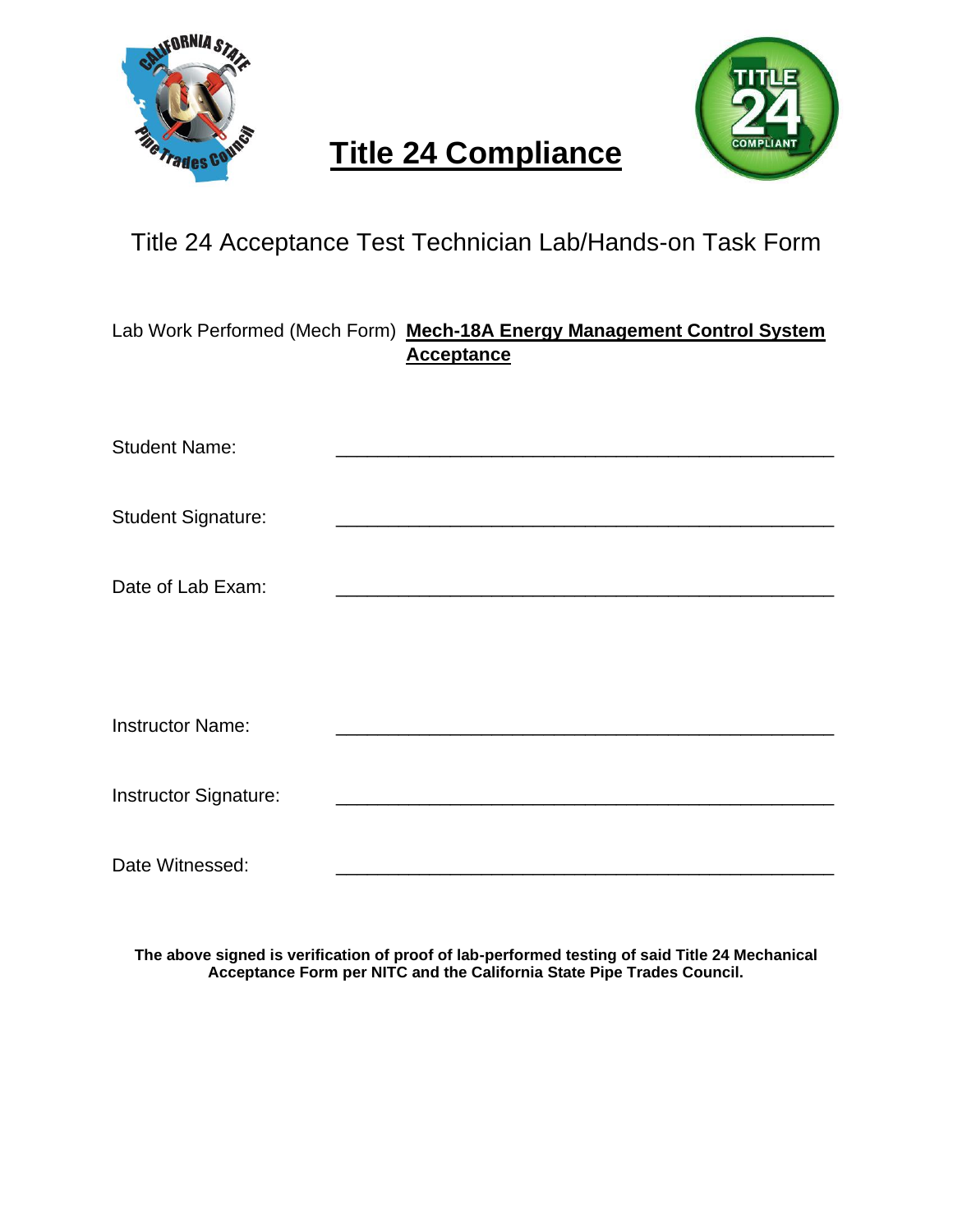# Title 24 Compliance

Title 24 Acceptance Test Technician Lab/Hands-on Task Form

Lab Work Performed (Mech Form) **Mech-18A Energy Management Control System Acceptance**

Student Name: ______________________________________________

Student Signature: ______________________________________________

Date of Lab Exam: ______________________________________________

Instructor Name: ______________________________________________

Instructor Signature: ______________________________________________

Date Witnessed: ______________________________________________

**The above signed is verification of proof of lab-performed testing of said Title 24 Mechanical Acceptance Form per NITC and the California State Pipe Trades Council.**